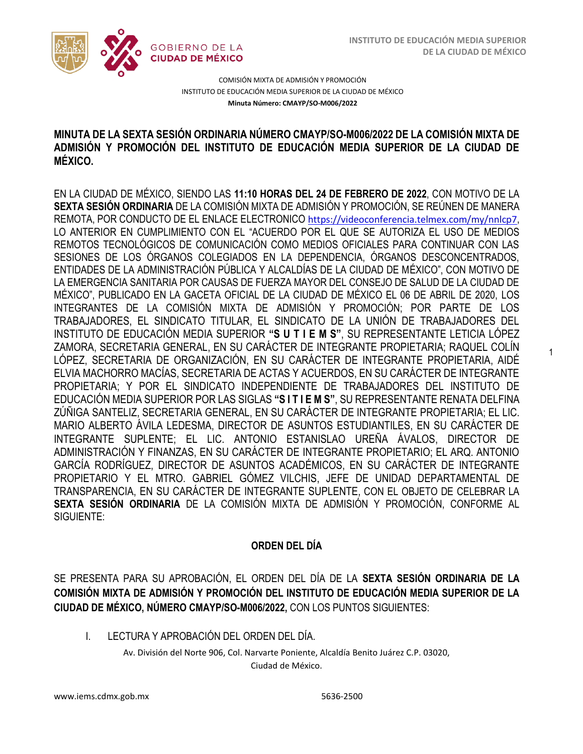COMISIÓN MIXTA DE ADMISIÓN Y PROMOCIÓN
INSTITUTO DE EDUCACIÓN MEDIA SUPERIOR DE LA CIUDAD DE MÉXICO
**Minuta Número: CMAYP/SO-M006/2022**

## MINUTA DE LA SEXTA SESIÓN ORDINARIA NÚMERO CMAYP/SO-M006/2022 DE LA COMISIÓN MIXTA DE ADMISIÓN Y PROMOCIÓN DEL INSTITUTO DE EDUCACIÓN MEDIA SUPERIOR DE LA CIUDAD DE MÉXICO.

EN LA CIUDAD DE MÉXICO, SIENDO LAS **11:10 HORAS DEL 24 DE FEBRERO DE 2022**, CON MOTIVO DE LA **SEXTA SESIÓN ORDINARIA** DE LA COMISIÓN MIXTA DE ADMISIÓN Y PROMOCIÓN, SE REÚNEN DE MANERA REMOTA, POR CONDUCTO DE EL ENLACE ELECTRONICO https://videoconferencia.telmex.com/my/nnlcp7, LO ANTERIOR EN CUMPLIMIENTO CON EL "ACUERDO POR EL QUE SE AUTORIZA EL USO DE MEDIOS REMOTOS TECNOLÓGICOS DE COMUNICACIÓN COMO MEDIOS OFICIALES PARA CONTINUAR CON LAS SESIONES DE LOS ÓRGANOS COLEGIADOS EN LA DEPENDENCIA, ÓRGANOS DESCONCENTRADOS, ENTIDADES DE LA ADMINISTRACIÓN PÚBLICA Y ALCALDÍAS DE LA CIUDAD DE MÉXICO", CON MOTIVO DE LA EMERGENCIA SANITARIA POR CAUSAS DE FUERZA MAYOR DEL CONSEJO DE SALUD DE LA CIUDAD DE MÉXICO", PUBLICADO EN LA GACETA OFICIAL DE LA CIUDAD DE MÉXICO EL 06 DE ABRIL DE 2020, LOS INTEGRANTES DE LA COMISIÓN MIXTA DE ADMISIÓN Y PROMOCIÓN; POR PARTE DE LOS TRABAJADORES, EL SINDICATO TITULAR, EL SINDICATO DE LA UNIÓN DE TRABAJADORES DEL INSTITUTO DE EDUCACIÓN MEDIA SUPERIOR **"S U T I E M S"**, SU REPRESENTANTE LETICIA LÓPEZ ZAMORA, SECRETARIA GENERAL, EN SU CARÁCTER DE INTEGRANTE PROPIETARIA; RAQUEL COLÍN LÓPEZ, SECRETARIA DE ORGANIZACIÓN, EN SU CARÁCTER DE INTEGRANTE PROPIETARIA, AIDÉ ELVIA MACHORRO MACÍAS, SECRETARIA DE ACTAS Y ACUERDOS, EN SU CARÁCTER DE INTEGRANTE PROPIETARIA; Y POR EL SINDICATO INDEPENDIENTE DE TRABAJADORES DEL INSTITUTO DE EDUCACIÓN MEDIA SUPERIOR POR LAS SIGLAS **"S I T I E M S"**, SU REPRESENTANTE RENATA DELFINA ZÚÑIGA SANTELIZ, SECRETARIA GENERAL, EN SU CARÁCTER DE INTEGRANTE PROPIETARIA; EL LIC. MARIO ALBERTO ÁVILA LEDESMA, DIRECTOR DE ASUNTOS ESTUDIANTILES, EN SU CARÁCTER DE INTEGRANTE SUPLENTE; EL LIC. ANTONIO ESTANISLAO UREÑA ÁVALOS, DIRECTOR DE ADMINISTRACIÓN Y FINANZAS, EN SU CARÁCTER DE INTEGRANTE PROPIETARIO; EL ARQ. ANTONIO GARCÍA RODRÍGUEZ, DIRECTOR DE ASUNTOS ACADÉMICOS, EN SU CARÁCTER DE INTEGRANTE PROPIETARIO Y EL MTRO. GABRIEL GÓMEZ VILCHIS, JEFE DE UNIDAD DEPARTAMENTAL DE TRANSPARENCIA, EN SU CARÁCTER DE INTEGRANTE SUPLENTE, CON EL OBJETO DE CELEBRAR LA **SEXTA SESIÓN ORDINARIA** DE LA COMISIÓN MIXTA DE ADMISIÓN Y PROMOCIÓN, CONFORME AL SIGUIENTE:

### ORDEN DEL DÍA

SE PRESENTA PARA SU APROBACIÓN, EL ORDEN DEL DÍA DE LA **SEXTA SESIÓN ORDINARIA DE LA COMISIÓN MIXTA DE ADMISIÓN Y PROMOCIÓN DEL INSTITUTO DE EDUCACIÓN MEDIA SUPERIOR DE LA CIUDAD DE MÉXICO, NÚMERO CMAYP/SO-M006/2022,** CON LOS PUNTOS SIGUIENTES:

I. LECTURA Y APROBACIÓN DEL ORDEN DEL DÍA.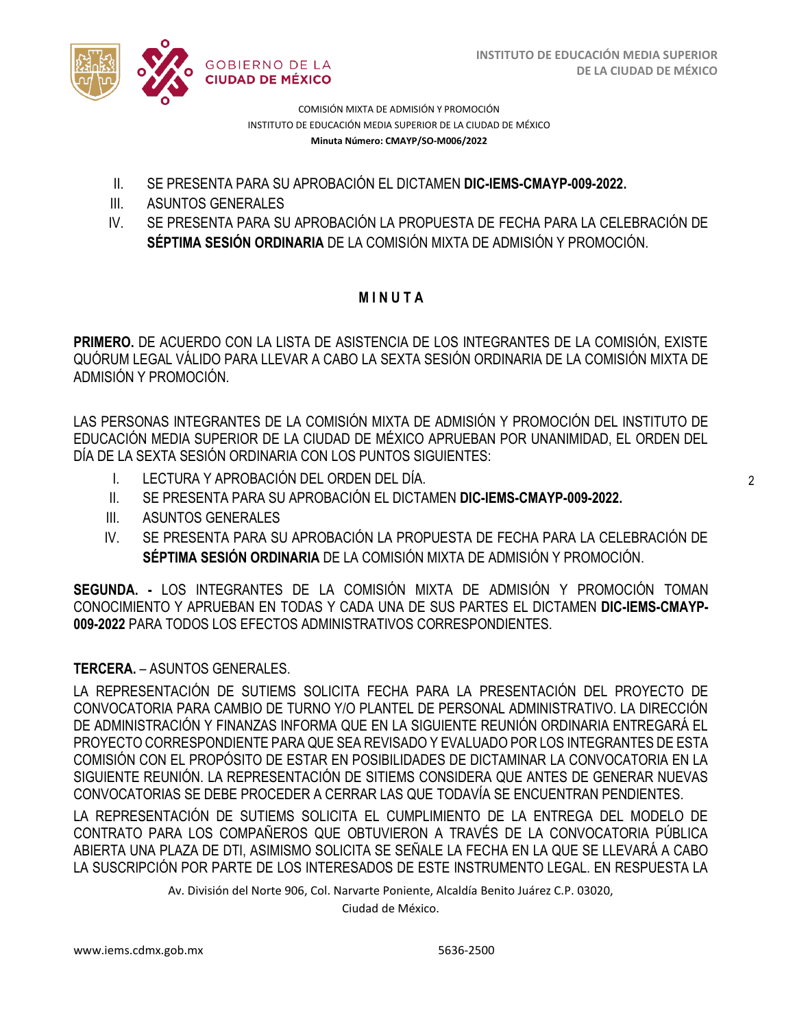II. SE PRESENTA PARA SU APROBACIÓN EL DICTAMEN **DIC-IEMS-CMAYP-009-2022.**
III. ASUNTOS GENERALES
IV. SE PRESENTA PARA SU APROBACIÓN LA PROPUESTA DE FECHA PARA LA CELEBRACIÓN DE **SÉPTIMA SESIÓN ORDINARIA** DE LA COMISIÓN MIXTA DE ADMISIÓN Y PROMOCIÓN.

## M I N U T A

**PRIMERO.** DE ACUERDO CON LA LISTA DE ASISTENCIA DE LOS INTEGRANTES DE LA COMISIÓN, EXISTE QUÓRUM LEGAL VÁLIDO PARA LLEVAR A CABO LA SEXTA SESIÓN ORDINARIA DE LA COMISIÓN MIXTA DE ADMISIÓN Y PROMOCIÓN.

LAS PERSONAS INTEGRANTES DE LA COMISIÓN MIXTA DE ADMISIÓN Y PROMOCIÓN DEL INSTITUTO DE EDUCACIÓN MEDIA SUPERIOR DE LA CIUDAD DE MÉXICO APRUEBAN POR UNANIMIDAD, EL ORDEN DEL DÍA DE LA SEXTA SESIÓN ORDINARIA CON LOS PUNTOS SIGUIENTES:

I. LECTURA Y APROBACIÓN DEL ORDEN DEL DÍA.
II. SE PRESENTA PARA SU APROBACIÓN EL DICTAMEN **DIC-IEMS-CMAYP-009-2022.**
III. ASUNTOS GENERALES
IV. SE PRESENTA PARA SU APROBACIÓN LA PROPUESTA DE FECHA PARA LA CELEBRACIÓN DE **SÉPTIMA SESIÓN ORDINARIA** DE LA COMISIÓN MIXTA DE ADMISIÓN Y PROMOCIÓN.

**SEGUNDA. -** LOS INTEGRANTES DE LA COMISIÓN MIXTA DE ADMISIÓN Y PROMOCIÓN TOMAN CONOCIMIENTO Y APRUEBAN EN TODAS Y CADA UNA DE SUS PARTES EL DICTAMEN **DIC-IEMS-CMAYP-009-2022** PARA TODOS LOS EFECTOS ADMINISTRATIVOS CORRESPONDIENTES.

**TERCERA.** – ASUNTOS GENERALES.

LA REPRESENTACIÓN DE SUTIEMS SOLICITA FECHA PARA LA PRESENTACIÓN DEL PROYECTO DE CONVOCATORIA PARA CAMBIO DE TURNO Y/O PLANTEL DE PERSONAL ADMINISTRATIVO. LA DIRECCIÓN DE ADMINISTRACIÓN Y FINANZAS INFORMA QUE EN LA SIGUIENTE REUNIÓN ORDINARIA ENTREGARÁ EL PROYECTO CORRESPONDIENTE PARA QUE SEA REVISADO Y EVALUADO POR LOS INTEGRANTES DE ESTA COMISIÓN CON EL PROPÓSITO DE ESTAR EN POSIBILIDADES DE DICTAMINAR LA CONVOCATORIA EN LA SIGUIENTE REUNIÓN. LA REPRESENTACIÓN DE SITIEMS CONSIDERA QUE ANTES DE GENERAR NUEVAS CONVOCATORIAS SE DEBE PROCEDER A CERRAR LAS QUE TODAVÍA SE ENCUENTRAN PENDIENTES.

LA REPRESENTACIÓN DE SUTIEMS SOLICITA EL CUMPLIMIENTO DE LA ENTREGA DEL MODELO DE CONTRATO PARA LOS COMPAÑEROS QUE OBTUVIERON A TRAVÉS DE LA CONVOCATORIA PÚBLICA ABIERTA UNA PLAZA DE DTI, ASIMISMO SOLICITA SE SEÑALE LA FECHA EN LA QUE SE LLEVARÁ A CABO LA SUSCRIPCIÓN POR PARTE DE LOS INTERESADOS DE ESTE INSTRUMENTO LEGAL. EN RESPUESTA LA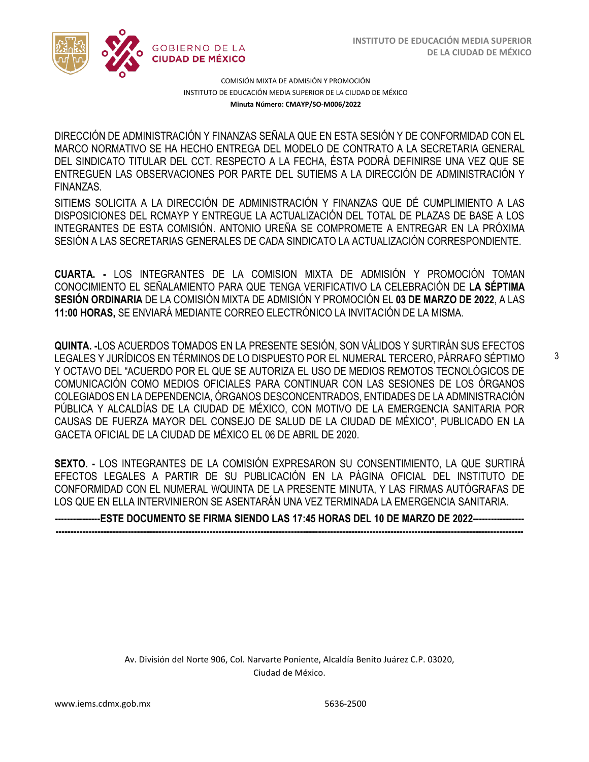COMISIÓN MIXTA DE ADMISIÓN Y PROMOCIÓN

INSTITUTO DE EDUCACIÓN MEDIA SUPERIOR DE LA CIUDAD DE MÉXICO

**Minuta Número: CMAYP/SO-M006/2022**

DIRECCIÓN DE ADMINISTRACIÓN Y FINANZAS SEÑALA QUE EN ESTA SESIÓN Y DE CONFORMIDAD CON EL MARCO NORMATIVO SE HA HECHO ENTREGA DEL MODELO DE CONTRATO A LA SECRETARIA GENERAL DEL SINDICATO TITULAR DEL CCT. RESPECTO A LA FECHA, ÉSTA PODRÁ DEFINIRSE UNA VEZ QUE SE ENTREGUEN LAS OBSERVACIONES POR PARTE DEL SUTIEMS A LA DIRECCIÓN DE ADMINISTRACIÓN Y FINANZAS.

SITIEMS SOLICITA A LA DIRECCIÓN DE ADMINISTRACIÓN Y FINANZAS QUE DÉ CUMPLIMIENTO A LAS DISPOSICIONES DEL RCMAYP Y ENTREGUE LA ACTUALIZACIÓN DEL TOTAL DE PLAZAS DE BASE A LOS INTEGRANTES DE ESTA COMISIÓN. ANTONIO UREÑA SE COMPROMETE A ENTREGAR EN LA PRÓXIMA SESIÓN A LAS SECRETARIAS GENERALES DE CADA SINDICATO LA ACTUALIZACIÓN CORRESPONDIENTE.

**CUARTA. -** LOS INTEGRANTES DE LA COMISION MIXTA DE ADMISIÓN Y PROMOCIÓN TOMAN CONOCIMIENTO EL SEÑALAMIENTO PARA QUE TENGA VERIFICATIVO LA CELEBRACIÓN DE **LA SÉPTIMA SESIÓN ORDINARIA** DE LA COMISIÓN MIXTA DE ADMISIÓN Y PROMOCIÓN EL **03 DE MARZO DE 2022**, A LAS **11:00 HORAS,** SE ENVIARÁ MEDIANTE CORREO ELECTRÓNICO LA INVITACIÓN DE LA MISMA.

**QUINTA. -**LOS ACUERDOS TOMADOS EN LA PRESENTE SESIÓN, SON VÁLIDOS Y SURTIRÁN SUS EFECTOS LEGALES Y JURÍDICOS EN TÉRMINOS DE LO DISPUESTO POR EL NUMERAL TERCERO, PÁRRAFO SÉPTIMO Y OCTAVO DEL "ACUERDO POR EL QUE SE AUTORIZA EL USO DE MEDIOS REMOTOS TECNOLÓGICOS DE COMUNICACIÓN COMO MEDIOS OFICIALES PARA CONTINUAR CON LAS SESIONES DE LOS ÓRGANOS COLEGIADOS EN LA DEPENDENCIA, ÓRGANOS DESCONCENTRADOS, ENTIDADES DE LA ADMINISTRACIÓN PÚBLICA Y ALCALDÍAS DE LA CIUDAD DE MÉXICO, CON MOTIVO DE LA EMERGENCIA SANITARIA POR CAUSAS DE FUERZA MAYOR DEL CONSEJO DE SALUD DE LA CIUDAD DE MÉXICO", PUBLICADO EN LA GACETA OFICIAL DE LA CIUDAD DE MÉXICO EL 06 DE ABRIL DE 2020.

**SEXTO. -** LOS INTEGRANTES DE LA COMISIÓN EXPRESARON SU CONSENTIMIENTO, LA QUE SURTIRÁ EFECTOS LEGALES A PARTIR DE SU PUBLICACIÓN EN LA PÁGINA OFICIAL DEL INSTITUTO DE CONFORMIDAD CON EL NUMERAL WQUINTA DE LA PRESENTE MINUTA, Y LAS FIRMAS AUTÓGRAFAS DE LOS QUE EN ELLA INTERVINIERON SE ASENTARÁN UNA VEZ TERMINADA LA EMERGENCIA SANITARIA.

**---------------ESTE DOCUMENTO SE FIRMA SIENDO LAS 17:45 HORAS DEL 10 DE MARZO DE 2022-----------------**
**----------------------------------------------------------------------------------------------------------------------------------------------------**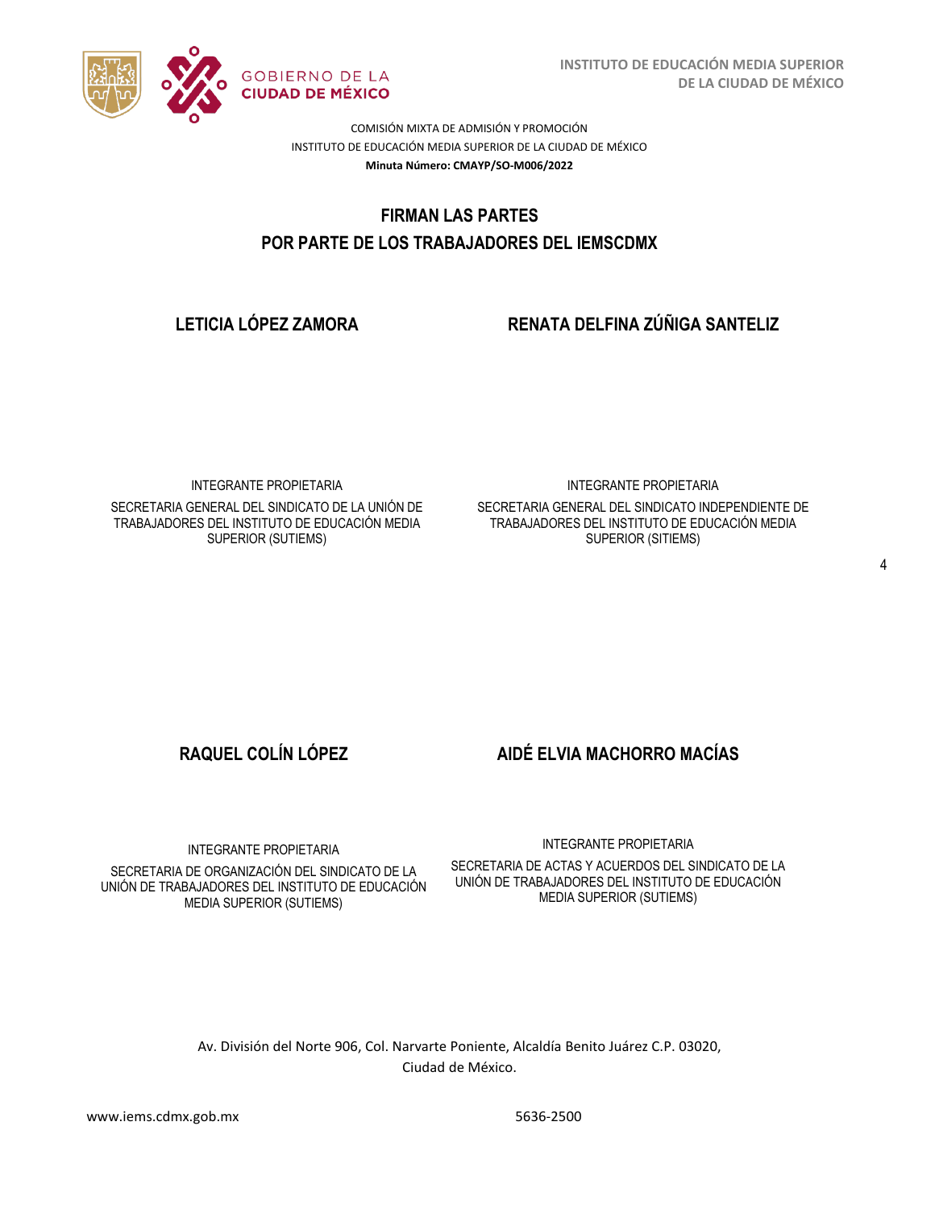COMISIÓN MIXTA DE ADMISIÓN Y PROMOCIÓN
INSTITUTO DE EDUCACIÓN MEDIA SUPERIOR DE LA CIUDAD DE MÉXICO
**Minuta Número: CMAYP/SO-M006/2022**

## FIRMAN LAS PARTES
## POR PARTE DE LOS TRABAJADORES DEL IEMSCDMX

**LETICIA LÓPEZ ZAMORA**

INTEGRANTE PROPIETARIA
SECRETARIA GENERAL DEL SINDICATO DE LA UNIÓN DE TRABAJADORES DEL INSTITUTO DE EDUCACIÓN MEDIA SUPERIOR (SUTIEMS)

**RENATA DELFINA ZÚÑIGA SANTELIZ**

INTEGRANTE PROPIETARIA
SECRETARIA GENERAL DEL SINDICATO INDEPENDIENTE DE TRABAJADORES DEL INSTITUTO DE EDUCACIÓN MEDIA SUPERIOR (SITIEMS)

**RAQUEL COLÍN LÓPEZ**

INTEGRANTE PROPIETARIA
SECRETARIA DE ORGANIZACIÓN DEL SINDICATO DE LA UNIÓN DE TRABAJADORES DEL INSTITUTO DE EDUCACIÓN MEDIA SUPERIOR (SUTIEMS)

**AIDÉ ELVIA MACHORRO MACÍAS**

INTEGRANTE PROPIETARIA
SECRETARIA DE ACTAS Y ACUERDOS DEL SINDICATO DE LA UNIÓN DE TRABAJADORES DEL INSTITUTO DE EDUCACIÓN MEDIA SUPERIOR (SUTIEMS)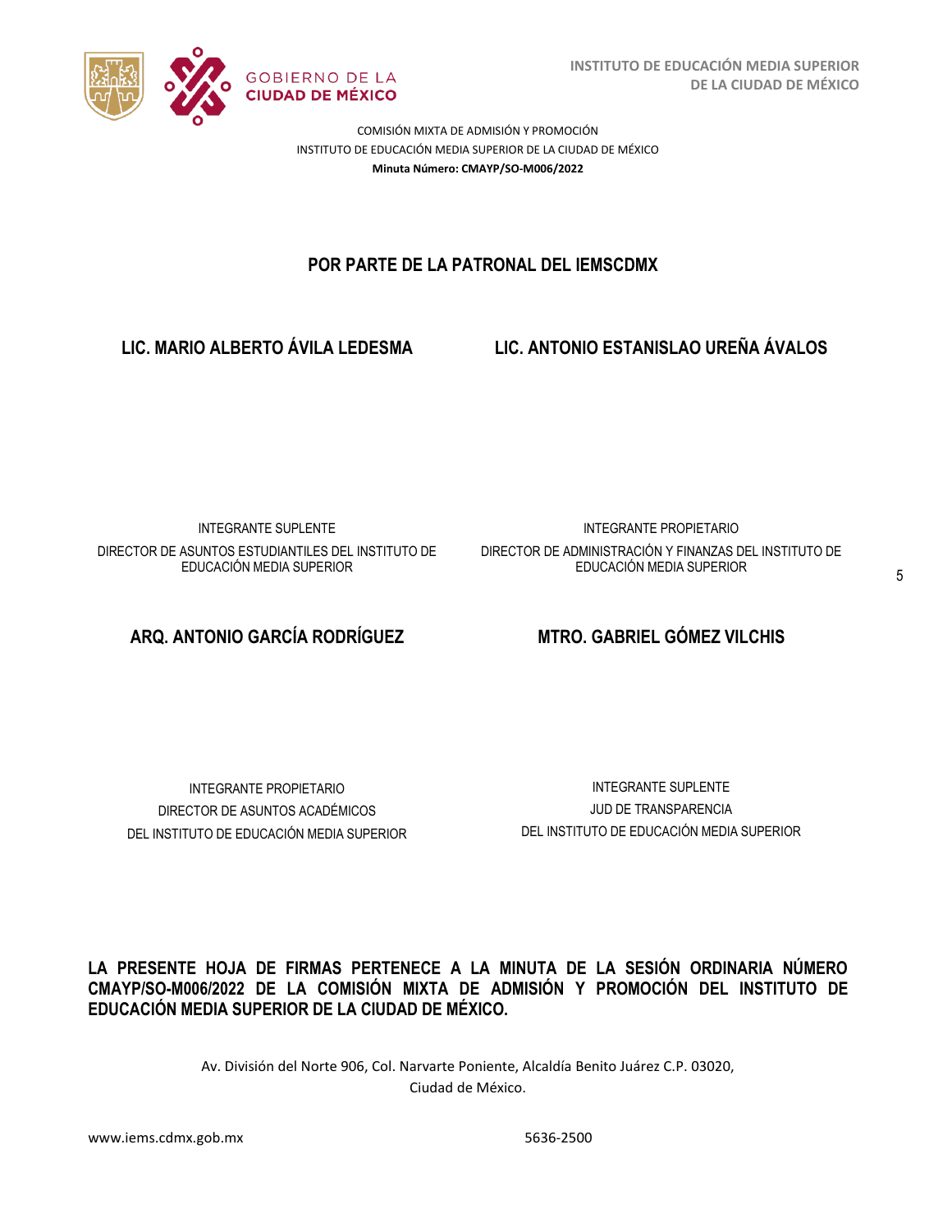COMISIÓN MIXTA DE ADMISIÓN Y PROMOCIÓN
INSTITUTO DE EDUCACIÓN MEDIA SUPERIOR DE LA CIUDAD DE MÉXICO
**Minuta Número: CMAYP/SO-M006/2022**

## POR PARTE DE LA PATRONAL DEL IEMSCDMX

| | |
|---|---|
| **LIC. MARIO ALBERTO ÁVILA LEDESMA** | **LIC. ANTONIO ESTANISLAO UREÑA ÁVALOS** |
| INTEGRANTE SUPLENTE<br>DIRECTOR DE ASUNTOS ESTUDIANTILES DEL INSTITUTO DE EDUCACIÓN MEDIA SUPERIOR | INTEGRANTE PROPIETARIO<br>DIRECTOR DE ADMINISTRACIÓN Y FINANZAS DEL INSTITUTO DE EDUCACIÓN MEDIA SUPERIOR |
| **ARQ. ANTONIO GARCÍA RODRÍGUEZ** | **MTRO. GABRIEL GÓMEZ VILCHIS** |
| INTEGRANTE PROPIETARIO<br>DIRECTOR DE ASUNTOS ACADÉMICOS<br>DEL INSTITUTO DE EDUCACIÓN MEDIA SUPERIOR | INTEGRANTE SUPLENTE<br>JUD DE TRANSPARENCIA<br>DEL INSTITUTO DE EDUCACIÓN MEDIA SUPERIOR |

**LA PRESENTE HOJA DE FIRMAS PERTENECE A LA MINUTA DE LA SESIÓN ORDINARIA NÚMERO CMAYP/SO-M006/2022 DE LA COMISIÓN MIXTA DE ADMISIÓN Y PROMOCIÓN DEL INSTITUTO DE EDUCACIÓN MEDIA SUPERIOR DE LA CIUDAD DE MÉXICO.**